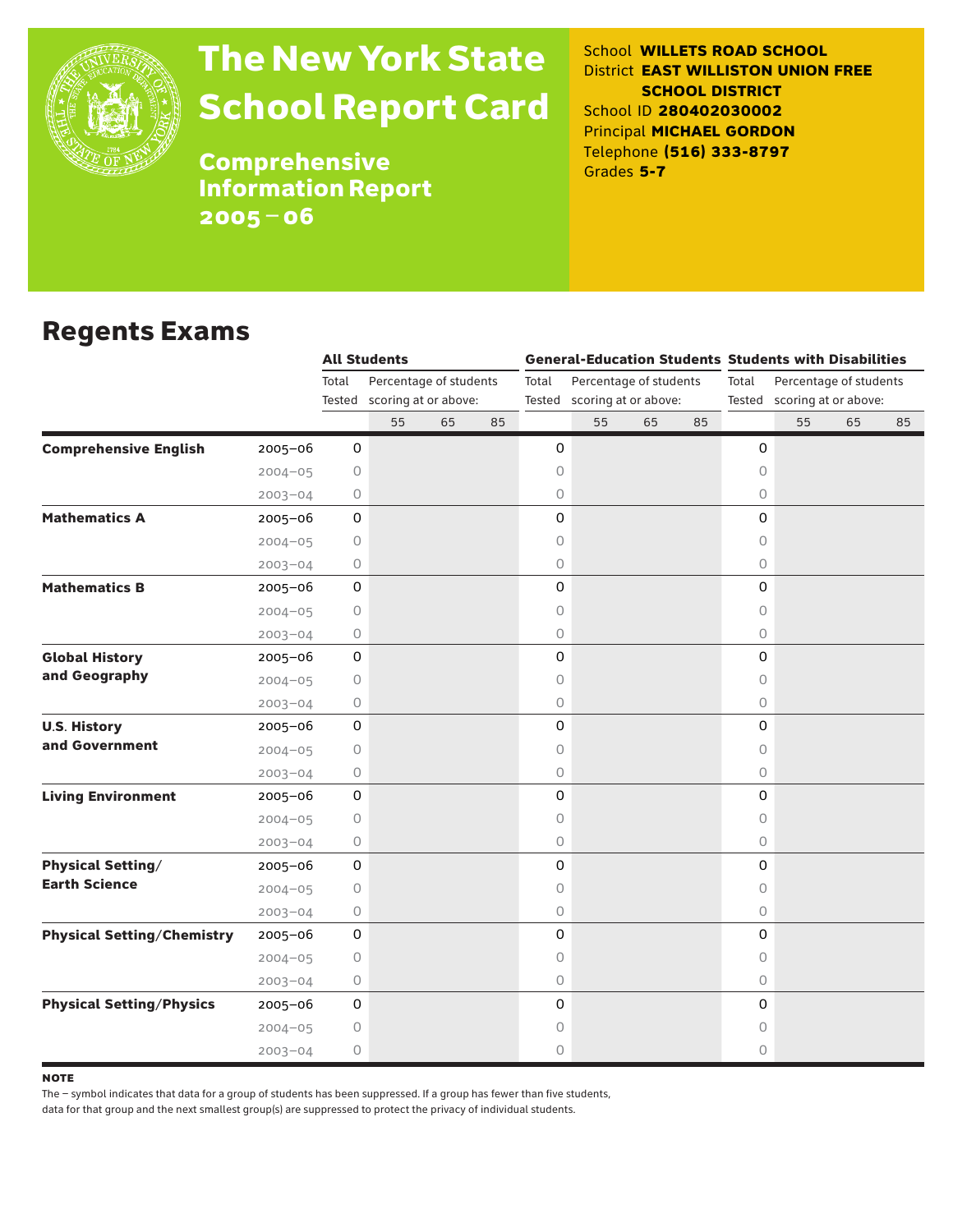# The New York State School Report Card

**Comprehensive Information Report 2005–06**

School **WILLETS ROAD SCHOOL**
District **EAST WILLISTON UNION FREE SCHOOL DISTRICT**
School ID **280402030002**
Principal **MICHAEL GORDON**
Telephone **(516) 333-8797**
Grades **5-7**

## Regents Exams

| | | All Students | | | | General-Education Students | | | | Students with Disabilities | | | |
|---|---|---|---|---|---|---|---|---|---|---|---|---|---|
| | | Total Tested | Percentage of students scoring at or above: | | | Total Tested | Percentage of students scoring at or above: | | | Total Tested | Percentage of students scoring at or above: | | |
| | | | 55 | 65 | 85 | | 55 | 65 | 85 | | 55 | 65 | 85 |
| **Comprehensive English** | 2005–06 | 0 | | | | 0 | | | | 0 | | | |
| | 2004–05 | 0 | | | | 0 | | | | 0 | | | |
| | 2003–04 | 0 | | | | 0 | | | | 0 | | | |
| **Mathematics A** | 2005–06 | 0 | | | | 0 | | | | 0 | | | |
| | 2004–05 | 0 | | | | 0 | | | | 0 | | | |
| | 2003–04 | 0 | | | | 0 | | | | 0 | | | |
| **Mathematics B** | 2005–06 | 0 | | | | 0 | | | | 0 | | | |
| | 2004–05 | 0 | | | | 0 | | | | 0 | | | |
| | 2003–04 | 0 | | | | 0 | | | | 0 | | | |
| **Global History and Geography** | 2005–06 | 0 | | | | 0 | | | | 0 | | | |
| | 2004–05 | 0 | | | | 0 | | | | 0 | | | |
| | 2003–04 | 0 | | | | 0 | | | | 0 | | | |
| **U.S. History and Government** | 2005–06 | 0 | | | | 0 | | | | 0 | | | |
| | 2004–05 | 0 | | | | 0 | | | | 0 | | | |
| | 2003–04 | 0 | | | | 0 | | | | 0 | | | |
| **Living Environment** | 2005–06 | 0 | | | | 0 | | | | 0 | | | |
| | 2004–05 | 0 | | | | 0 | | | | 0 | | | |
| | 2003–04 | 0 | | | | 0 | | | | 0 | | | |
| **Physical Setting/ Earth Science** | 2005–06 | 0 | | | | 0 | | | | 0 | | | |
| | 2004–05 | 0 | | | | 0 | | | | 0 | | | |
| | 2003–04 | 0 | | | | 0 | | | | 0 | | | |
| **Physical Setting/Chemistry** | 2005–06 | 0 | | | | 0 | | | | 0 | | | |
| | 2004–05 | 0 | | | | 0 | | | | 0 | | | |
| | 2003–04 | 0 | | | | 0 | | | | 0 | | | |
| **Physical Setting/Physics** | 2005–06 | 0 | | | | 0 | | | | 0 | | | |
| | 2004–05 | 0 | | | | 0 | | | | 0 | | | |
| | 2003–04 | 0 | | | | 0 | | | | 0 | | | |

**NOTE**

The – symbol indicates that data for a group of students has been suppressed. If a group has fewer than five students, data for that group and the next smallest group(s) are suppressed to protect the privacy of individual students.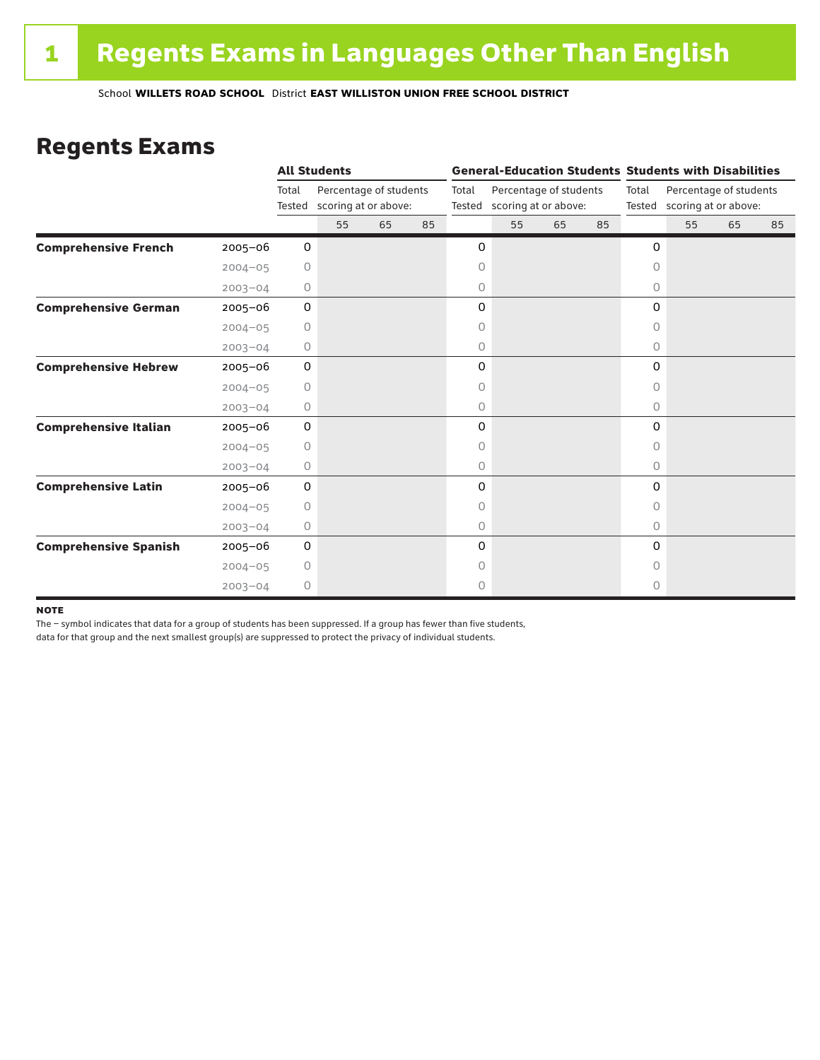# 1 Regents Exams in Languages Other Than English

School **WILLETS ROAD SCHOOL** District **EAST WILLISTON UNION FREE SCHOOL DISTRICT**

## Regents Exams

| | | All Students | | | | General-Education Students | | | | Students with Disabilities | | | |
|---|---|---|---|---|---|---|---|---|---|---|---|---|---|
| | | Total Tested | Percentage of students scoring at or above: | | | Total Tested | Percentage of students scoring at or above: | | | Total Tested | Percentage of students scoring at or above: | | |
| | | | 55 | 65 | 85 | | 55 | 65 | 85 | | 55 | 65 | 85 |
| **Comprehensive French** | 2005–06 | 0 | | | | 0 | | | | 0 | | | |
| | 2004–05 | 0 | | | | 0 | | | | 0 | | | |
| | 2003–04 | 0 | | | | 0 | | | | 0 | | | |
| **Comprehensive German** | 2005–06 | 0 | | | | 0 | | | | 0 | | | |
| | 2004–05 | 0 | | | | 0 | | | | 0 | | | |
| | 2003–04 | 0 | | | | 0 | | | | 0 | | | |
| **Comprehensive Hebrew** | 2005–06 | 0 | | | | 0 | | | | 0 | | | |
| | 2004–05 | 0 | | | | 0 | | | | 0 | | | |
| | 2003–04 | 0 | | | | 0 | | | | 0 | | | |
| **Comprehensive Italian** | 2005–06 | 0 | | | | 0 | | | | 0 | | | |
| | 2004–05 | 0 | | | | 0 | | | | 0 | | | |
| | 2003–04 | 0 | | | | 0 | | | | 0 | | | |
| **Comprehensive Latin** | 2005–06 | 0 | | | | 0 | | | | 0 | | | |
| | 2004–05 | 0 | | | | 0 | | | | 0 | | | |
| | 2003–04 | 0 | | | | 0 | | | | 0 | | | |
| **Comprehensive Spanish** | 2005–06 | 0 | | | | 0 | | | | 0 | | | |
| | 2004–05 | 0 | | | | 0 | | | | 0 | | | |
| | 2003–04 | 0 | | | | 0 | | | | 0 | | | |

**NOTE**

The – symbol indicates that data for a group of students has been suppressed. If a group has fewer than five students, data for that group and the next smallest group(s) are suppressed to protect the privacy of individual students.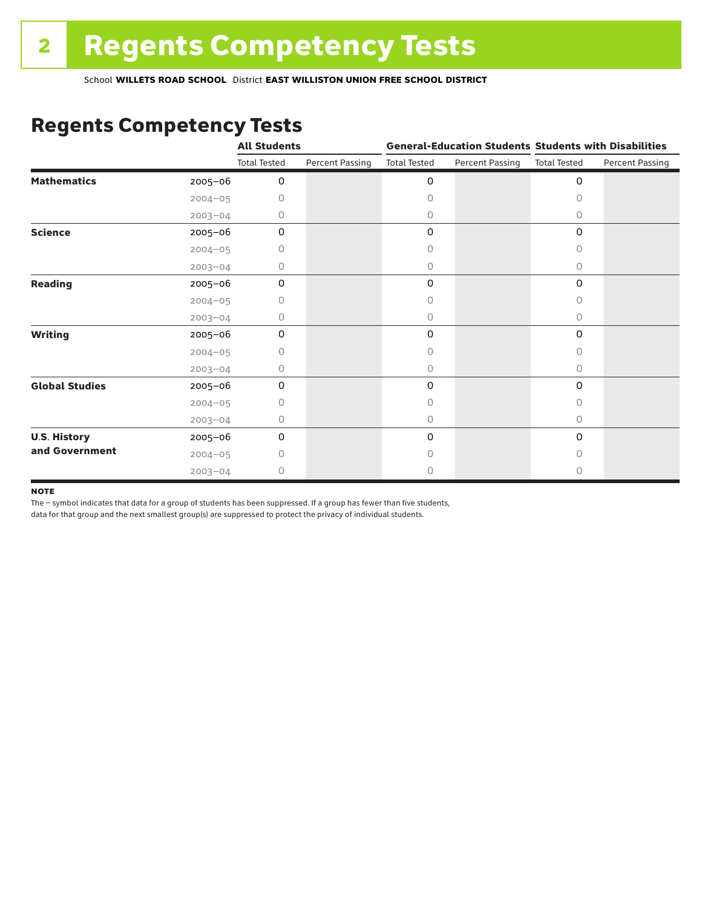# Regents Competency Tests

School **WILLETS ROAD SCHOOL** District **EAST WILLISTON UNION FREE SCHOOL DISTRICT**

## Regents Competency Tests

| | | All Students | | General-Education Students | | Students with Disabilities | |
|---|---|---|---|---|---|---|---|
| | | Total Tested | Percent Passing | Total Tested | Percent Passing | Total Tested | Percent Passing |
| **Mathematics** | 2005–06 | 0 | | 0 | | 0 | |
| | 2004–05 | 0 | | 0 | | 0 | |
| | 2003–04 | 0 | | 0 | | 0 | |
| **Science** | 2005–06 | 0 | | 0 | | 0 | |
| | 2004–05 | 0 | | 0 | | 0 | |
| | 2003–04 | 0 | | 0 | | 0 | |
| **Reading** | 2005–06 | 0 | | 0 | | 0 | |
| | 2004–05 | 0 | | 0 | | 0 | |
| | 2003–04 | 0 | | 0 | | 0 | |
| **Writing** | 2005–06 | 0 | | 0 | | 0 | |
| | 2004–05 | 0 | | 0 | | 0 | |
| | 2003–04 | 0 | | 0 | | 0 | |
| **Global Studies** | 2005–06 | 0 | | 0 | | 0 | |
| | 2004–05 | 0 | | 0 | | 0 | |
| | 2003–04 | 0 | | 0 | | 0 | |
| **U.S. History and Government** | 2005–06 | 0 | | 0 | | 0 | |
| | 2004–05 | 0 | | 0 | | 0 | |
| | 2003–04 | 0 | | 0 | | 0 | |

**NOTE**

The – symbol indicates that data for a group of students has been suppressed. If a group has fewer than five students, data for that group and the next smallest group(s) are suppressed to protect the privacy of individual students.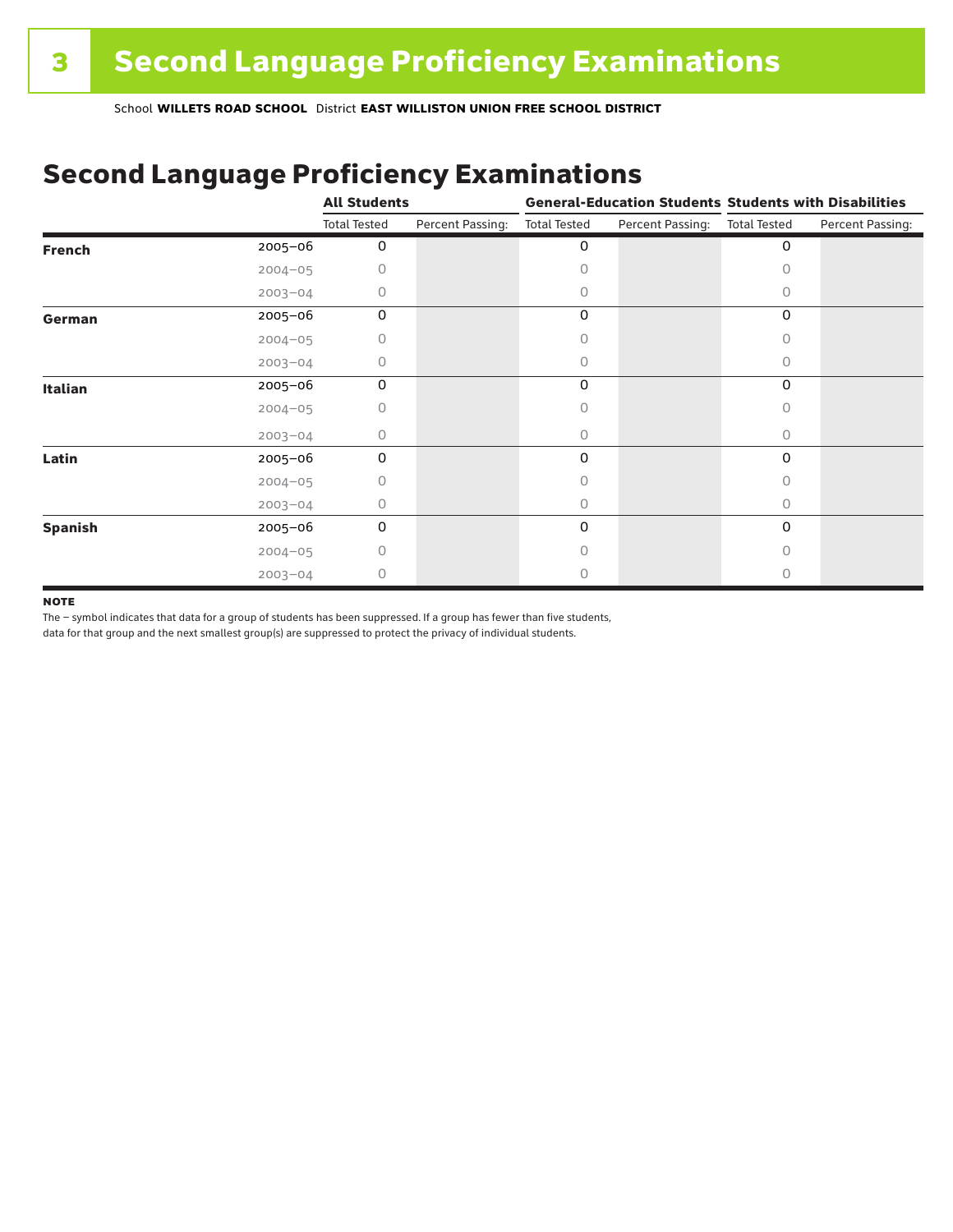# 3 Second Language Proficiency Examinations

School **WILLETS ROAD SCHOOL** District **EAST WILLISTON UNION FREE SCHOOL DISTRICT**

## Second Language Proficiency Examinations

| | | All Students | | General-Education Students | | Students with Disabilities | |
|---|---|---|---|---|---|---|---|
| | | Total Tested | Percent Passing: | Total Tested | Percent Passing: | Total Tested | Percent Passing: |
| **French** | 2005–06 | 0 | | 0 | | 0 | |
| | 2004–05 | 0 | | 0 | | 0 | |
| | 2003–04 | 0 | | 0 | | 0 | |
| **German** | 2005–06 | 0 | | 0 | | 0 | |
| | 2004–05 | 0 | | 0 | | 0 | |
| | 2003–04 | 0 | | 0 | | 0 | |
| **Italian** | 2005–06 | 0 | | 0 | | 0 | |
| | 2004–05 | 0 | | 0 | | 0 | |
| | 2003–04 | 0 | | 0 | | 0 | |
| **Latin** | 2005–06 | 0 | | 0 | | 0 | |
| | 2004–05 | 0 | | 0 | | 0 | |
| | 2003–04 | 0 | | 0 | | 0 | |
| **Spanish** | 2005–06 | 0 | | 0 | | 0 | |
| | 2004–05 | 0 | | 0 | | 0 | |
| | 2003–04 | 0 | | 0 | | 0 | |

**NOTE**

The – symbol indicates that data for a group of students has been suppressed. If a group has fewer than five students, data for that group and the next smallest group(s) are suppressed to protect the privacy of individual students.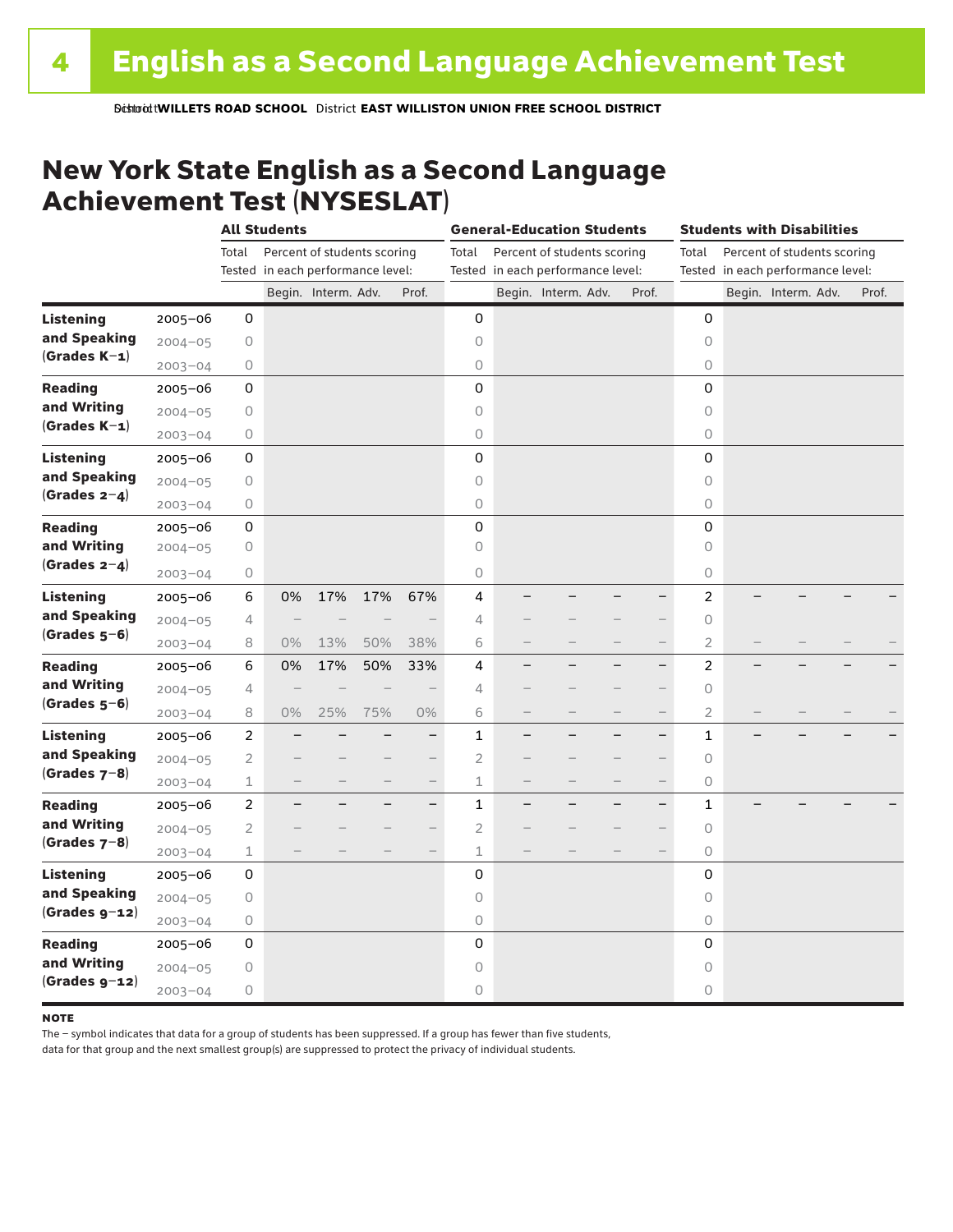# 4 English as a Second Language Achievement Test

School **WILLETS ROAD SCHOOL** District **EAST WILLISTON UNION FREE SCHOOL DISTRICT**

## New York State English as a Second Language Achievement Test (NYSESLAT)

| | | All Students | | | | | General-Education Students | | | | | Students with Disabilities | | | | |
|---|---|---|---|---|---|---|---|---|---|---|---|---|---|---|---|---|
| | | Total Tested | Percent of students scoring in each performance level: | | | | Total Tested | Percent of students scoring in each performance level: | | | | Total Tested | Percent of students scoring in each performance level: | | | |
| | | | Begin. | Interm. | Adv. | Prof. | | Begin. | Interm. | Adv. | Prof. | | Begin. | Interm. | Adv. | Prof. |
| **Listening and Speaking (Grades K–1)** | 2005–06 | 0 | | | | | 0 | | | | | 0 | | | | |
| | 2004–05 | 0 | | | | | 0 | | | | | 0 | | | | |
| | 2003–04 | 0 | | | | | 0 | | | | | 0 | | | | |
| **Reading and Writing (Grades K–1)** | 2005–06 | 0 | | | | | 0 | | | | | 0 | | | | |
| | 2004–05 | 0 | | | | | 0 | | | | | 0 | | | | |
| | 2003–04 | 0 | | | | | 0 | | | | | 0 | | | | |
| **Listening and Speaking (Grades 2–4)** | 2005–06 | 0 | | | | | 0 | | | | | 0 | | | | |
| | 2004–05 | 0 | | | | | 0 | | | | | 0 | | | | |
| | 2003–04 | 0 | | | | | 0 | | | | | 0 | | | | |
| **Reading and Writing (Grades 2–4)** | 2005–06 | 0 | | | | | 0 | | | | | 0 | | | | |
| | 2004–05 | 0 | | | | | 0 | | | | | 0 | | | | |
| | 2003–04 | 0 | | | | | 0 | | | | | 0 | | | | |
| **Listening and Speaking (Grades 5–6)** | 2005–06 | 6 | 0% | 17% | 17% | 67% | 4 | – | – | – | – | 2 | – | – | – | – |
| | 2004–05 | 4 | – | – | – | – | 4 | – | – | – | – | 0 | | | | |
| | 2003–04 | 8 | 0% | 13% | 50% | 38% | 6 | – | – | – | – | 2 | – | – | – | – |
| **Reading and Writing (Grades 5–6)** | 2005–06 | 6 | 0% | 17% | 50% | 33% | 4 | – | – | – | – | 2 | – | – | – | – |
| | 2004–05 | 4 | – | – | – | – | 4 | – | – | – | – | 0 | | | | |
| | 2003–04 | 8 | 0% | 25% | 75% | 0% | 6 | – | – | – | – | 2 | – | – | – | – |
| **Listening and Speaking (Grades 7–8)** | 2005–06 | 2 | – | – | – | – | 1 | – | – | – | – | 1 | – | – | – | – |
| | 2004–05 | 2 | – | – | – | – | 2 | – | – | – | – | 0 | | | | |
| | 2003–04 | 1 | – | – | – | – | 1 | – | – | – | – | 0 | | | | |
| **Reading and Writing (Grades 7–8)** | 2005–06 | 2 | – | – | – | – | 1 | – | – | – | – | 1 | – | – | – | – |
| | 2004–05 | 2 | – | – | – | – | 2 | – | – | – | – | 0 | | | | |
| | 2003–04 | 1 | – | – | – | – | 1 | – | – | – | – | 0 | | | | |
| **Listening and Speaking (Grades 9–12)** | 2005–06 | 0 | | | | | 0 | | | | | 0 | | | | |
| | 2004–05 | 0 | | | | | 0 | | | | | 0 | | | | |
| | 2003–04 | 0 | | | | | 0 | | | | | 0 | | | | |
| **Reading and Writing (Grades 9–12)** | 2005–06 | 0 | | | | | 0 | | | | | 0 | | | | |
| | 2004–05 | 0 | | | | | 0 | | | | | 0 | | | | |
| | 2003–04 | 0 | | | | | 0 | | | | | 0 | | | | |

**NOTE**

The – symbol indicates that data for a group of students has been suppressed. If a group has fewer than five students, data for that group and the next smallest group(s) are suppressed to protect the privacy of individual students.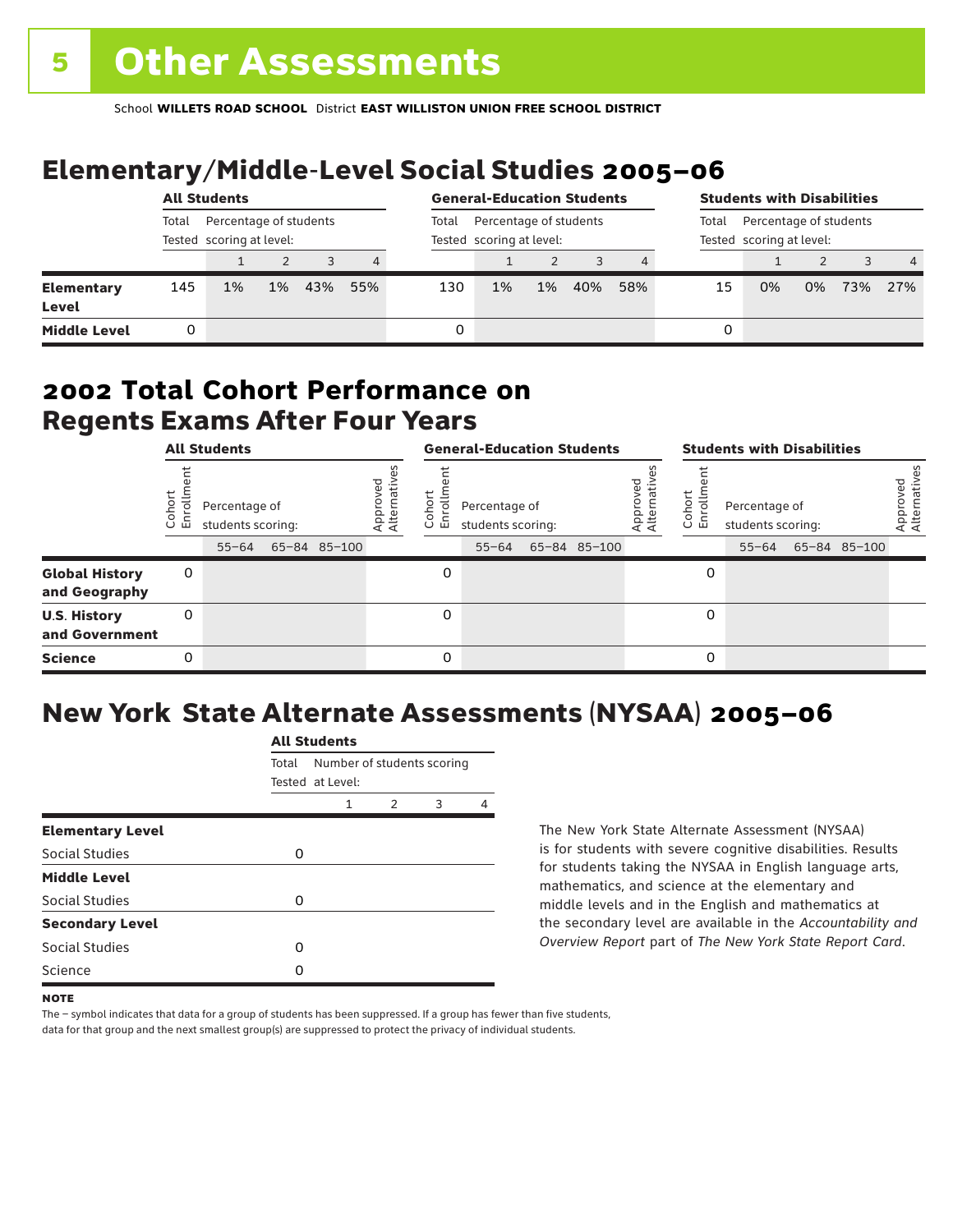# 5 Other Assessments

School **WILLETS ROAD SCHOOL** District **EAST WILLISTON UNION FREE SCHOOL DISTRICT**

## Elementary/Middle-Level Social Studies 2005–06

| | All Students | | | | | General-Education Students | | | | | Students with Disabilities | | | | |
|---|---|---|---|---|---|---|---|---|---|---|---|---|---|---|---|
| | Total Tested | Percentage of students scoring at level: | | | | Total Tested | Percentage of students scoring at level: | | | | Total Tested | Percentage of students scoring at level: | | | |
| | | 1 | 2 | 3 | 4 | | 1 | 2 | 3 | 4 | | 1 | 2 | 3 | 4 |
| **Elementary Level** | 145 | 1% | 1% | 43% | 55% | 130 | 1% | 1% | 40% | 58% | 15 | 0% | 0% | 73% | 27% |
| **Middle Level** | 0 | | | | | 0 | | | | | 0 | | | | |

## 2002 Total Cohort Performance on Regents Exams After Four Years

| | All Students | | | | | General-Education Students | | | | | Students with Disabilities | | | | |
|---|---|---|---|---|---|---|---|---|---|---|---|---|---|---|---|
| | Cohort Enrollment | Percentage of students scoring: | | | Approved Alternatives | Cohort Enrollment | Percentage of students scoring: | | | Approved Alternatives | Cohort Enrollment | Percentage of students scoring: | | | Approved Alternatives |
| | | 55–64 | 65–84 | 85–100 | | | 55–64 | 65–84 | 85–100 | | | 55–64 | 65–84 | 85–100 | |
| **Global History and Geography** | 0 | | | | | 0 | | | | | 0 | | | | |
| **U.S. History and Government** | 0 | | | | | 0 | | | | | 0 | | | | |
| **Science** | 0 | | | | | 0 | | | | | 0 | | | | |

## New York State Alternate Assessments (NYSAA) 2005–06

| | All Students | | | | |
|---|---|---|---|---|---|
| | Total Tested | Number of students scoring at Level: | | | |
| | | 1 | 2 | 3 | 4 |
| **Elementary Level** | | | | | |
| Social Studies | 0 | | | | |
| **Middle Level** | | | | | |
| Social Studies | 0 | | | | |
| **Secondary Level** | | | | | |
| Social Studies | 0 | | | | |
| Science | 0 | | | | |

The New York State Alternate Assessment (NYSAA) is for students with severe cognitive disabilities. Results for students taking the NYSAA in English language arts, mathematics, and science at the elementary and middle levels and in the English and mathematics at the secondary level are available in the *Accountability and Overview Report* part of *The New York State Report Card*.

**NOTE**

The – symbol indicates that data for a group of students has been suppressed. If a group has fewer than five students, data for that group and the next smallest group(s) are suppressed to protect the privacy of individual students.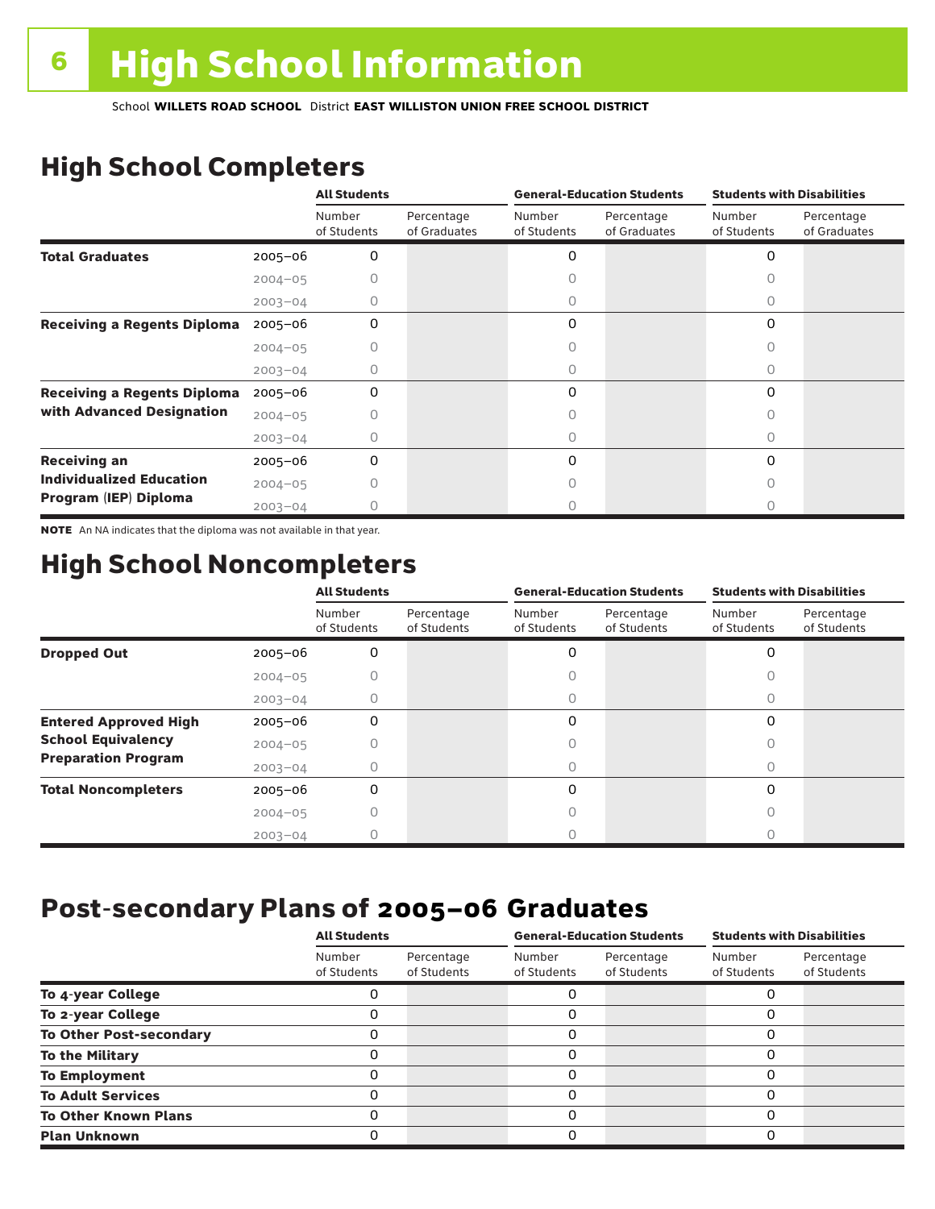# 6 High School Information

School **WILLETS ROAD SCHOOL** District **EAST WILLISTON UNION FREE SCHOOL DISTRICT**

## High School Completers

| | | All Students | | General-Education Students | | Students with Disabilities | |
|---|---|---|---|---|---|---|---|
| | | Number of Students | Percentage of Graduates | Number of Students | Percentage of Graduates | Number of Students | Percentage of Graduates |
| **Total Graduates** | 2005–06 | 0 | | 0 | | 0 | |
| | 2004–05 | 0 | | 0 | | 0 | |
| | 2003–04 | 0 | | 0 | | 0 | |
| **Receiving a Regents Diploma** | 2005–06 | 0 | | 0 | | 0 | |
| | 2004–05 | 0 | | 0 | | 0 | |
| | 2003–04 | 0 | | 0 | | 0 | |
| **Receiving a Regents Diploma with Advanced Designation** | 2005–06 | 0 | | 0 | | 0 | |
| | 2004–05 | 0 | | 0 | | 0 | |
| | 2003–04 | 0 | | 0 | | 0 | |
| **Receiving an Individualized Education Program (IEP) Diploma** | 2005–06 | 0 | | 0 | | 0 | |
| | 2004–05 | 0 | | 0 | | 0 | |
| | 2003–04 | 0 | | 0 | | 0 | |

**NOTE** An NA indicates that the diploma was not available in that year.

## High School Noncompleters

| | | All Students | | General-Education Students | | Students with Disabilities | |
|---|---|---|---|---|---|---|---|
| | | Number of Students | Percentage of Students | Number of Students | Percentage of Students | Number of Students | Percentage of Students |
| **Dropped Out** | 2005–06 | 0 | | 0 | | 0 | |
| | 2004–05 | 0 | | 0 | | 0 | |
| | 2003–04 | 0 | | 0 | | 0 | |
| **Entered Approved High School Equivalency Preparation Program** | 2005–06 | 0 | | 0 | | 0 | |
| | 2004–05 | 0 | | 0 | | 0 | |
| | 2003–04 | 0 | | 0 | | 0 | |
| **Total Noncompleters** | 2005–06 | 0 | | 0 | | 0 | |
| | 2004–05 | 0 | | 0 | | 0 | |
| | 2003–04 | 0 | | 0 | | 0 | |

## Post-secondary Plans of 2005–06 Graduates

| | All Students | | General-Education Students | | Students with Disabilities | |
|---|---|---|---|---|---|---|
| | Number of Students | Percentage of Students | Number of Students | Percentage of Students | Number of Students | Percentage of Students |
| **To 4-year College** | 0 | | 0 | | 0 | |
| **To 2-year College** | 0 | | 0 | | 0 | |
| **To Other Post-secondary** | 0 | | 0 | | 0 | |
| **To the Military** | 0 | | 0 | | 0 | |
| **To Employment** | 0 | | 0 | | 0 | |
| **To Adult Services** | 0 | | 0 | | 0 | |
| **To Other Known Plans** | 0 | | 0 | | 0 | |
| **Plan Unknown** | 0 | | 0 | | 0 | |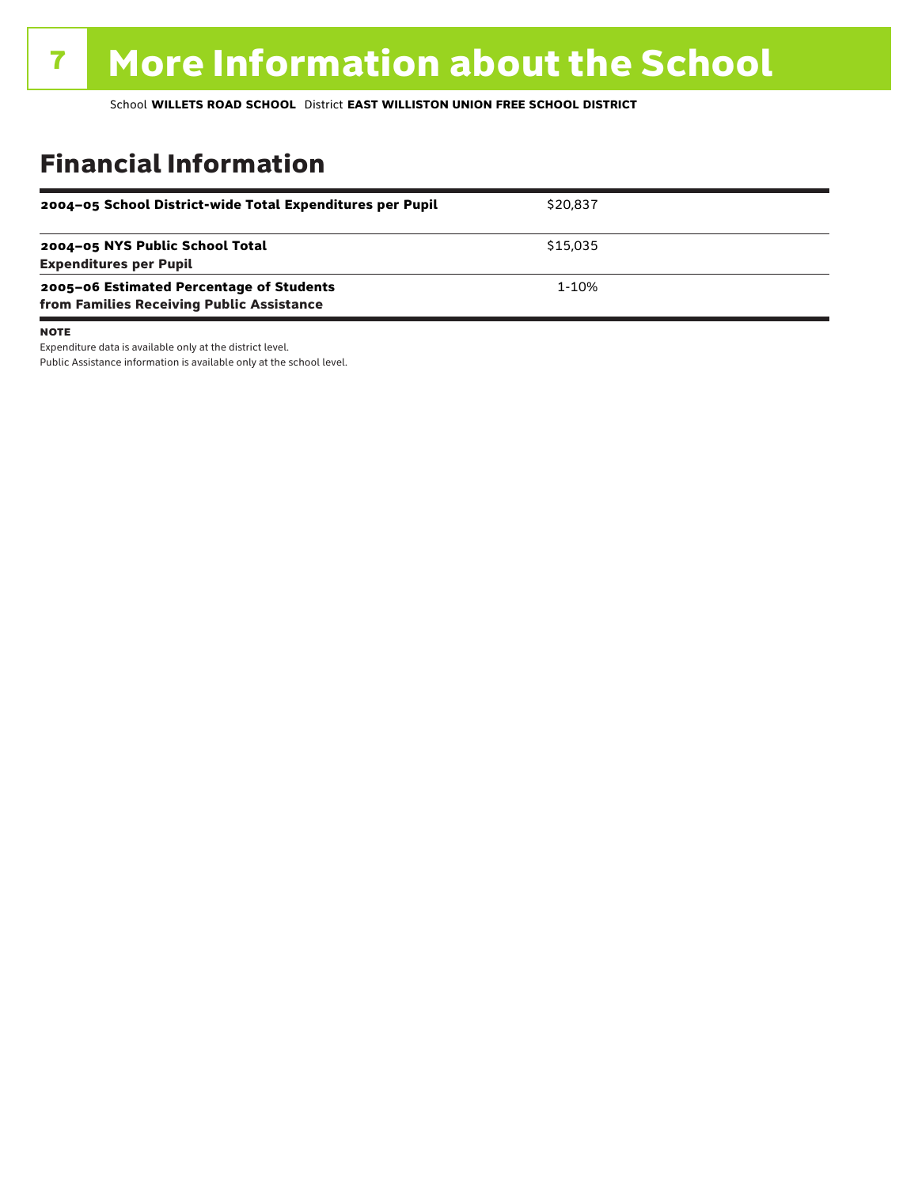# 7 More Information about the School

School **WILLETS ROAD SCHOOL** District **EAST WILLISTON UNION FREE SCHOOL DISTRICT**

## Financial Information

| | |
|---|---|
| **2004–05 School District-wide Total Expenditures per Pupil** | $20,837 |
| **2004–05 NYS Public School Total Expenditures per Pupil** | $15,035 |
| **2005–06 Estimated Percentage of Students from Families Receiving Public Assistance** | 1-10% |

**NOTE**

Expenditure data is available only at the district level.

Public Assistance information is available only at the school level.